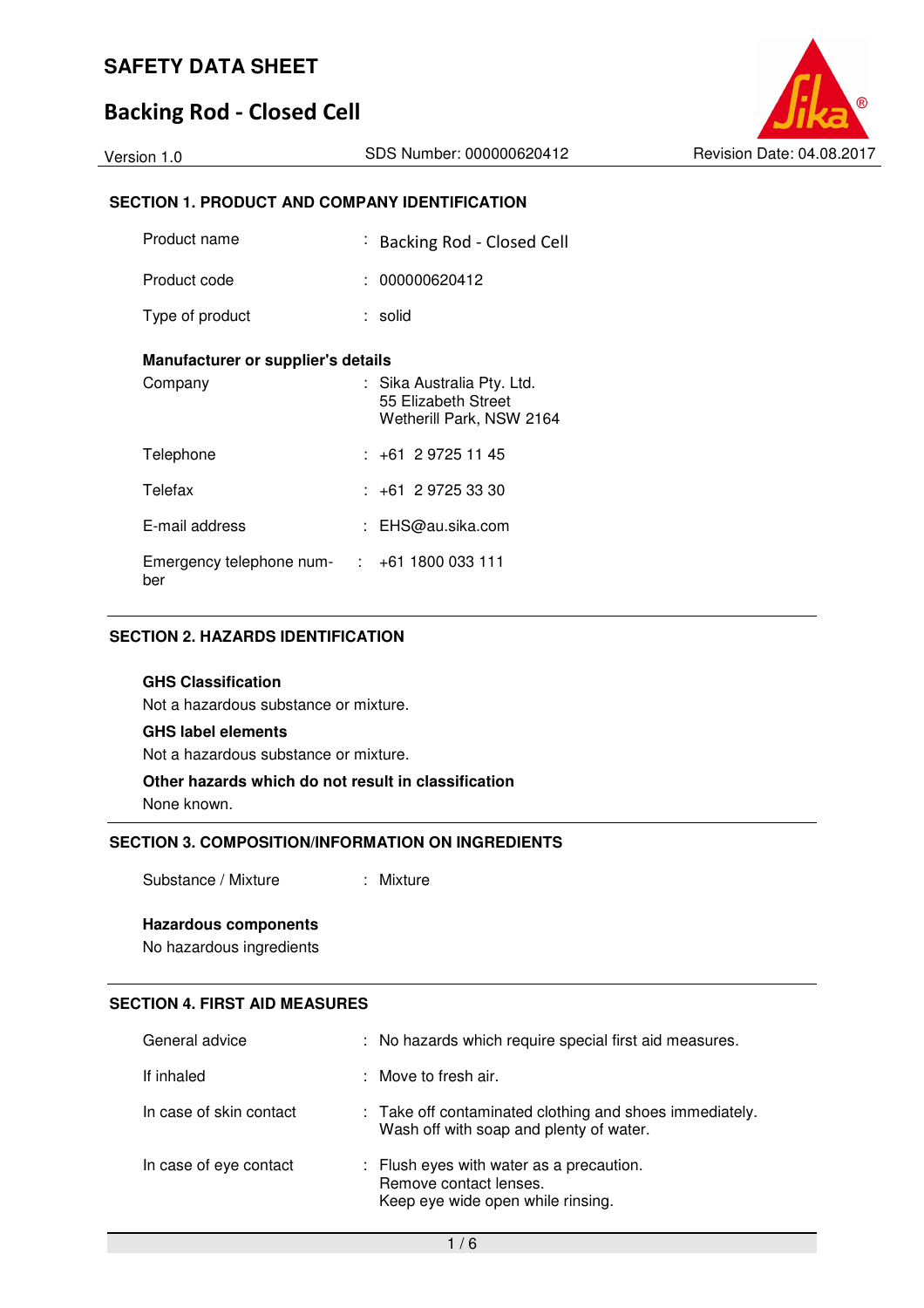# SAFETY DATA SHEET

## Backing Rod - Closed Cell

Version 1.0 | SDS Number: 000000620412 | Revision Date: 04.08.2017

### SECTION 1. PRODUCT AND COMPANY IDENTIFICATION

| | |
|---|---|
| Product name | : Backing Rod - Closed Cell |
| Product code | : 000000620412 |
| Type of product | : solid |

**Manufacturer or supplier's details**

| | |
|---|---|
| Company | : Sika Australia Pty. Ltd.<br>55 Elizabeth Street<br>Wetherill Park, NSW 2164 |
| Telephone | : +61 2 9725 11 45 |
| Telefax | : +61 2 9725 33 30 |
| E-mail address | : EHS@au.sika.com |
| Emergency telephone number | : +61 1800 033 111 |

### SECTION 2. HAZARDS IDENTIFICATION

**GHS Classification**

Not a hazardous substance or mixture.

**GHS label elements**

Not a hazardous substance or mixture.

**Other hazards which do not result in classification**

None known.

### SECTION 3. COMPOSITION/INFORMATION ON INGREDIENTS

| | |
|---|---|
| Substance / Mixture | : Mixture |

**Hazardous components**

No hazardous ingredients

### SECTION 4. FIRST AID MEASURES

| | |
|---|---|
| General advice | : No hazards which require special first aid measures. |
| If inhaled | : Move to fresh air. |
| In case of skin contact | : Take off contaminated clothing and shoes immediately.<br>Wash off with soap and plenty of water. |
| In case of eye contact | : Flush eyes with water as a precaution.<br>Remove contact lenses.<br>Keep eye wide open while rinsing. |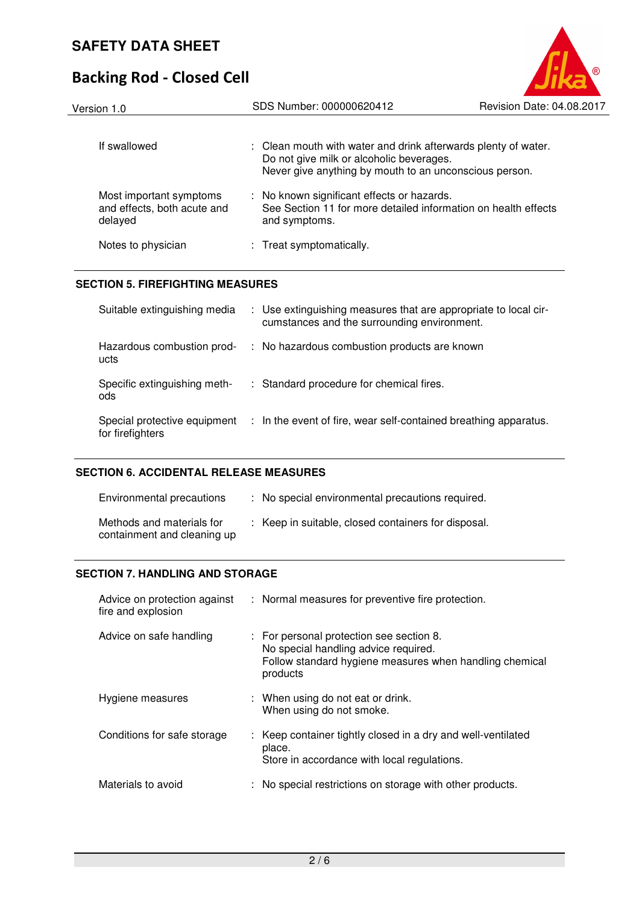| | |
|---|---|
| If swallowed | : Clean mouth with water and drink afterwards plenty of water. Do not give milk or alcoholic beverages. Never give anything by mouth to an unconscious person. |
| Most important symptoms and effects, both acute and delayed | : No known significant effects or hazards. See Section 11 for more detailed information on health effects and symptoms. |
| Notes to physician | : Treat symptomatically. |

## SECTION 5. FIREFIGHTING MEASURES

| | |
|---|---|
| Suitable extinguishing media | : Use extinguishing measures that are appropriate to local circumstances and the surrounding environment. |
| Hazardous combustion products | : No hazardous combustion products are known |
| Specific extinguishing methods | : Standard procedure for chemical fires. |
| Special protective equipment for firefighters | : In the event of fire, wear self-contained breathing apparatus. |

## SECTION 6. ACCIDENTAL RELEASE MEASURES

| | |
|---|---|
| Environmental precautions | : No special environmental precautions required. |
| Methods and materials for containment and cleaning up | : Keep in suitable, closed containers for disposal. |

## SECTION 7. HANDLING AND STORAGE

| | |
|---|---|
| Advice on protection against fire and explosion | : Normal measures for preventive fire protection. |
| Advice on safe handling | : For personal protection see section 8. No special handling advice required. Follow standard hygiene measures when handling chemical products |
| Hygiene measures | : When using do not eat or drink. When using do not smoke. |
| Conditions for safe storage | : Keep container tightly closed in a dry and well-ventilated place. Store in accordance with local regulations. |
| Materials to avoid | : No special restrictions on storage with other products. |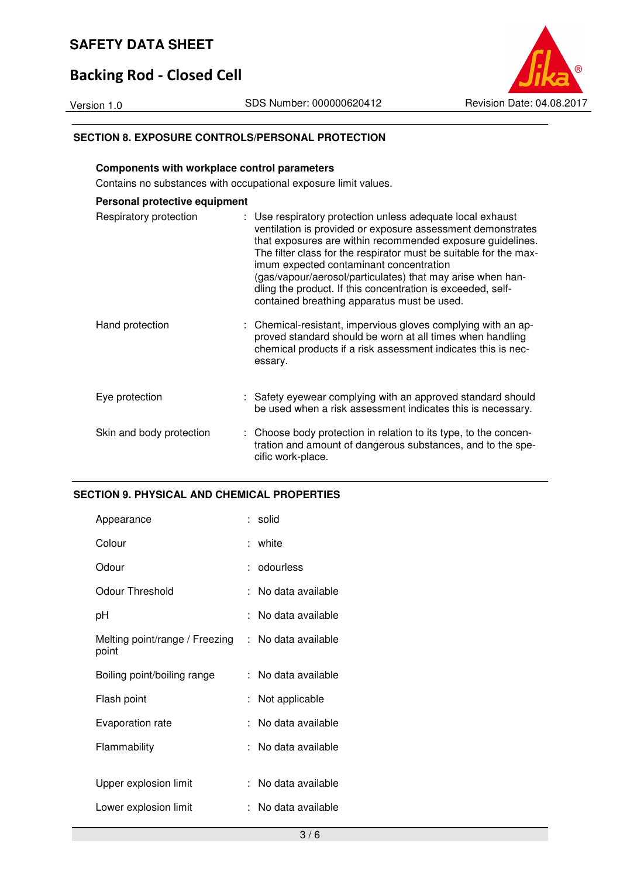## SECTION 8. EXPOSURE CONTROLS/PERSONAL PROTECTION

**Components with workplace control parameters**

Contains no substances with occupational exposure limit values.

**Personal protective equipment**

| | |
|---|---|
| Respiratory protection | : Use respiratory protection unless adequate local exhaust ventilation is provided or exposure assessment demonstrates that exposures are within recommended exposure guidelines. The filter class for the respirator must be suitable for the maximum expected contaminant concentration (gas/vapour/aerosol/particulates) that may arise when handling the product. If this concentration is exceeded, self-contained breathing apparatus must be used. |
| Hand protection | : Chemical-resistant, impervious gloves complying with an approved standard should be worn at all times when handling chemical products if a risk assessment indicates this is necessary. |
| Eye protection | : Safety eyewear complying with an approved standard should be used when a risk assessment indicates this is necessary. |
| Skin and body protection | : Choose body protection in relation to its type, to the concentration and amount of dangerous substances, and to the specific work-place. |

## SECTION 9. PHYSICAL AND CHEMICAL PROPERTIES

| | |
|---|---|
| Appearance | : solid |
| Colour | : white |
| Odour | : odourless |
| Odour Threshold | : No data available |
| pH | : No data available |
| Melting point/range / Freezing point | : No data available |
| Boiling point/boiling range | : No data available |
| Flash point | : Not applicable |
| Evaporation rate | : No data available |
| Flammability | : No data available |
| Upper explosion limit | : No data available |
| Lower explosion limit | : No data available |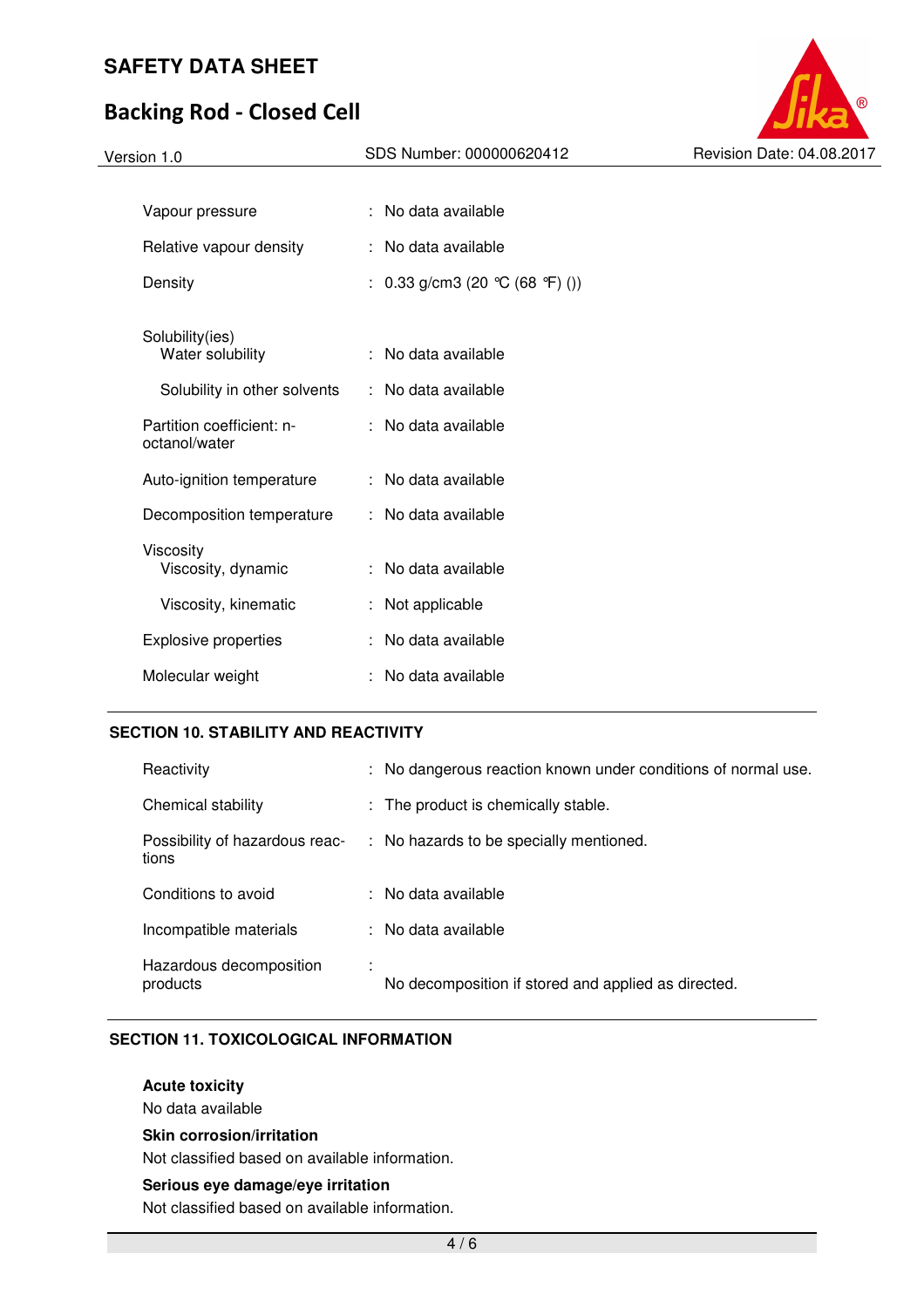| | | |
|---|---|---|
| Vapour pressure | : | No data available |
| Relative vapour density | : | No data available |
| Density | : | 0.33 g/cm3 (20 °C (68 °F) ()) |
| Solubility(ies) | | |
| Water solubility | : | No data available |
| Solubility in other solvents | : | No data available |
| Partition coefficient: n-octanol/water | : | No data available |
| Auto-ignition temperature | : | No data available |
| Decomposition temperature | : | No data available |
| Viscosity | | |
| Viscosity, dynamic | : | No data available |
| Viscosity, kinematic | : | Not applicable |
| Explosive properties | : | No data available |
| Molecular weight | : | No data available |

## SECTION 10. STABILITY AND REACTIVITY

| | | |
|---|---|---|
| Reactivity | : | No dangerous reaction known under conditions of normal use. |
| Chemical stability | : | The product is chemically stable. |
| Possibility of hazardous reactions | : | No hazards to be specially mentioned. |
| Conditions to avoid | : | No data available |
| Incompatible materials | : | No data available |
| Hazardous decomposition products | : | No decomposition if stored and applied as directed. |

## SECTION 11. TOXICOLOGICAL INFORMATION

**Acute toxicity**

No data available

**Skin corrosion/irritation**

Not classified based on available information.

**Serious eye damage/eye irritation**

Not classified based on available information.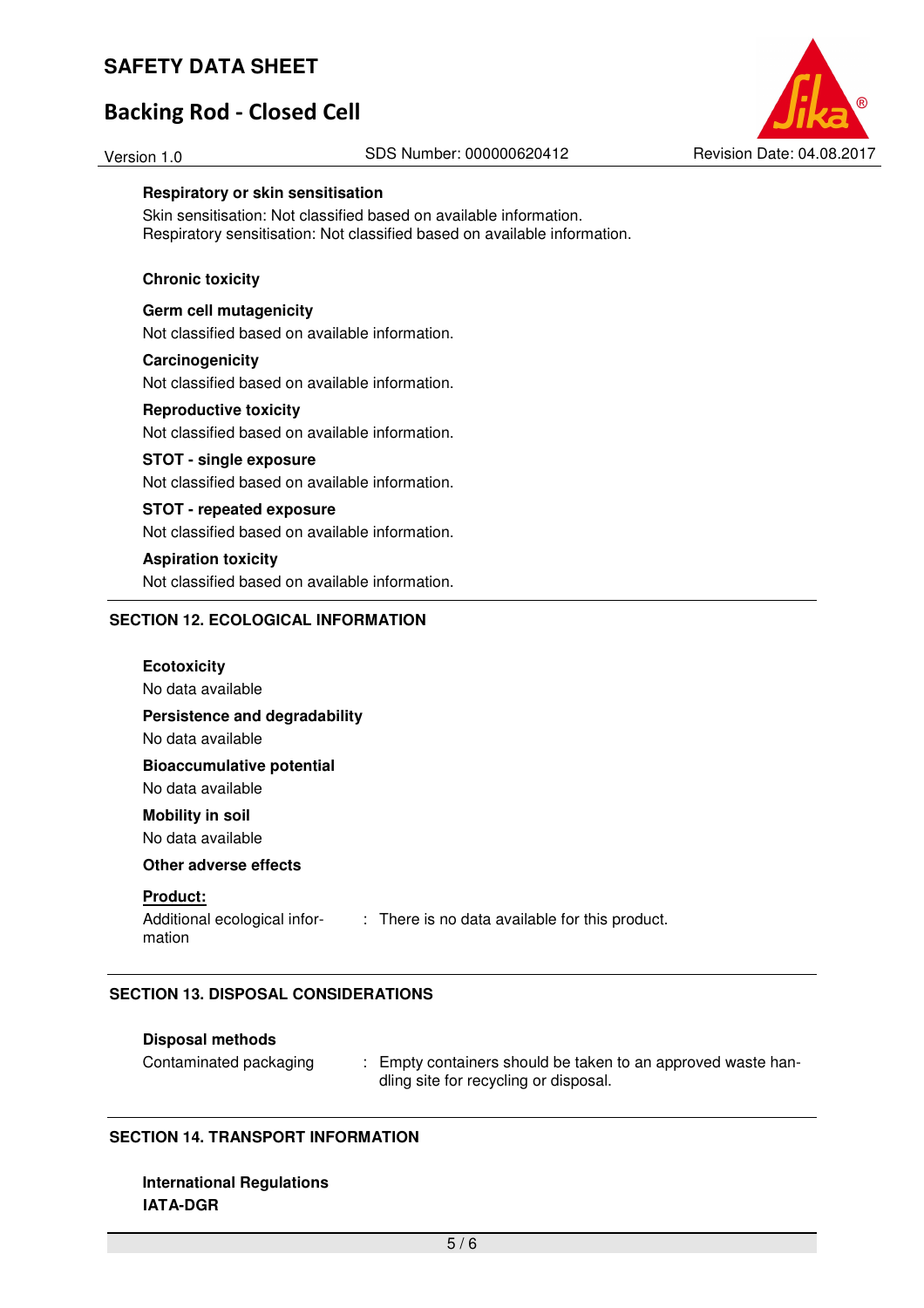**Respiratory or skin sensitisation**

Skin sensitisation: Not classified based on available information.
Respiratory sensitisation: Not classified based on available information.

**Chronic toxicity**

**Germ cell mutagenicity**

Not classified based on available information.

**Carcinogenicity**

Not classified based on available information.

**Reproductive toxicity**

Not classified based on available information.

**STOT - single exposure**

Not classified based on available information.

**STOT - repeated exposure**

Not classified based on available information.

**Aspiration toxicity**

Not classified based on available information.

## SECTION 12. ECOLOGICAL INFORMATION

**Ecotoxicity**

No data available

**Persistence and degradability**

No data available

**Bioaccumulative potential**

No data available

**Mobility in soil**

No data available

**Other adverse effects**

**Product:**

Additional ecological information : There is no data available for this product.

## SECTION 13. DISPOSAL CONSIDERATIONS

**Disposal methods**

Contaminated packaging : Empty containers should be taken to an approved waste handling site for recycling or disposal.

## SECTION 14. TRANSPORT INFORMATION

**International Regulations**

**IATA-DGR**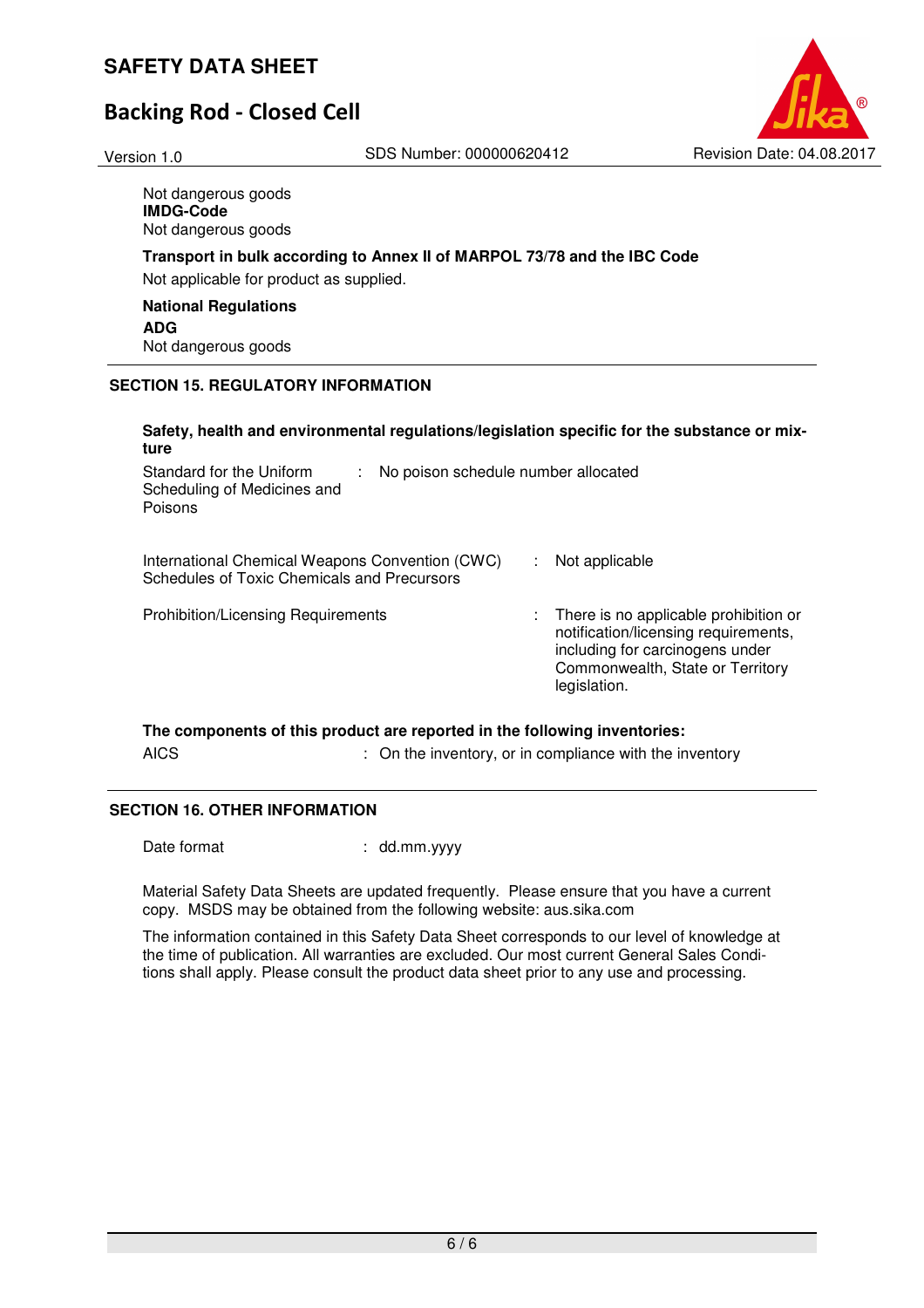Not dangerous goods

**IMDG-Code**

Not dangerous goods

**Transport in bulk according to Annex II of MARPOL 73/78 and the IBC Code**

Not applicable for product as supplied.

**National Regulations**

**ADG**

Not dangerous goods

## SECTION 15. REGULATORY INFORMATION

**Safety, health and environmental regulations/legislation specific for the substance or mixture**

| | |
|---|---|
| Standard for the Uniform Scheduling of Medicines and Poisons | : No poison schedule number allocated |
| International Chemical Weapons Convention (CWC) Schedules of Toxic Chemicals and Precursors | : Not applicable |
| Prohibition/Licensing Requirements | : There is no applicable prohibition or notification/licensing requirements, including for carcinogens under Commonwealth, State or Territory legislation. |

**The components of this product are reported in the following inventories:**

| | |
|---|---|
| AICS | : On the inventory, or in compliance with the inventory |

## SECTION 16. OTHER INFORMATION

| | |
|---|---|
| Date format | : dd.mm.yyyy |

Material Safety Data Sheets are updated frequently. Please ensure that you have a current copy. MSDS may be obtained from the following website: aus.sika.com

The information contained in this Safety Data Sheet corresponds to our level of knowledge at the time of publication. All warranties are excluded. Our most current General Sales Conditions shall apply. Please consult the product data sheet prior to any use and processing.